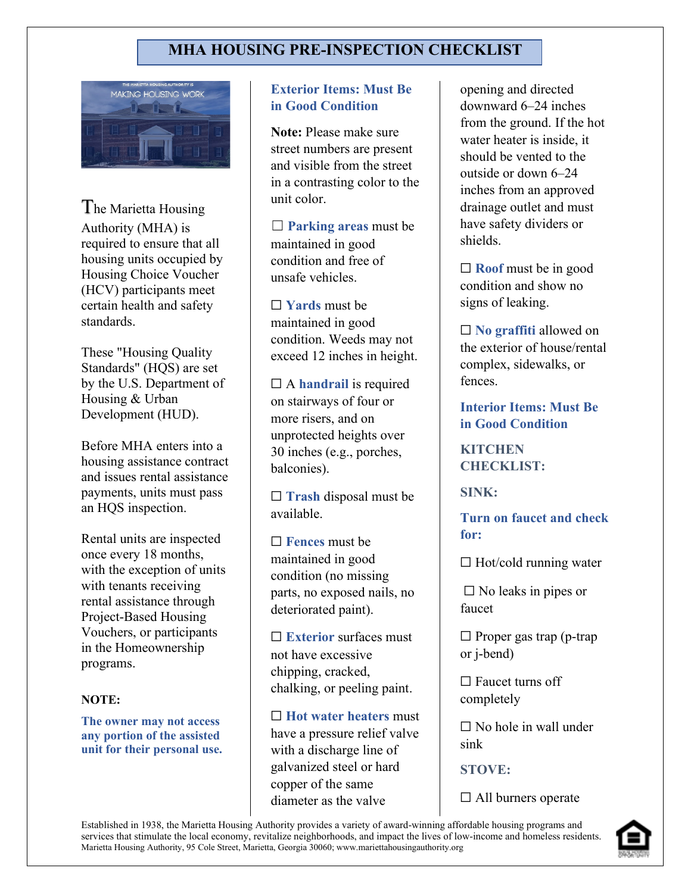# MHA HOUSING PRE-INSPECTION CHECKLIST

The Marietta Housing Authority (MHA) is required to ensure that all housing units occupied by Housing Choice Voucher (HCV) participants meet certain health and safety standards.

These "Housing Quality Standards" (HQS) are set by the U.S. Department of Housing & Urban Development (HUD).

Before MHA enters into a housing assistance contract and issues rental assistance payments, units must pass an HQS inspection.

Rental units are inspected once every 18 months, with the exception of units with tenants receiving rental assistance through Project-Based Housing Vouchers, or participants in the Homeownership programs.

**NOTE:**

**The owner may not access any portion of the assisted unit for their personal use.**

## Exterior Items: Must Be in Good Condition

**Note:** Please make sure street numbers are present and visible from the street in a contrasting color to the unit color.

☐ **Parking areas** must be maintained in good condition and free of unsafe vehicles.

☐ **Yards** must be maintained in good condition. Weeds may not exceed 12 inches in height.

☐ A **handrail** is required on stairways of four or more risers, and on unprotected heights over 30 inches (e.g., porches, balconies).

☐ **Trash** disposal must be available.

☐ **Fences** must be maintained in good condition (no missing parts, no exposed nails, no deteriorated paint).

☐ **Exterior** surfaces must not have excessive chipping, cracked, chalking, or peeling paint.

☐ **Hot water heaters** must have a pressure relief valve with a discharge line of galvanized steel or hard copper of the same diameter as the valve opening and directed downward 6–24 inches from the ground. If the hot water heater is inside, it should be vented to the outside or down 6–24 inches from an approved drainage outlet and must have safety dividers or shields.

☐ **Roof** must be in good condition and show no signs of leaking.

☐ **No graffiti** allowed on the exterior of house/rental complex, sidewalks, or fences.

## Interior Items: Must Be in Good Condition

### KITCHEN CHECKLIST:

**SINK:**

**Turn on faucet and check for:**

☐ Hot/cold running water

☐ No leaks in pipes or faucet

☐ Proper gas trap (p-trap or j-bend)

☐ Faucet turns off completely

☐ No hole in wall under sink

**STOVE:**

☐ All burners operate

Established in 1938, the Marietta Housing Authority provides a variety of award-winning affordable housing programs and services that stimulate the local economy, revitalize neighborhoods, and impact the lives of low-income and homeless residents. Marietta Housing Authority, 95 Cole Street, Marietta, Georgia 30060; www.mariettahousingauthority.org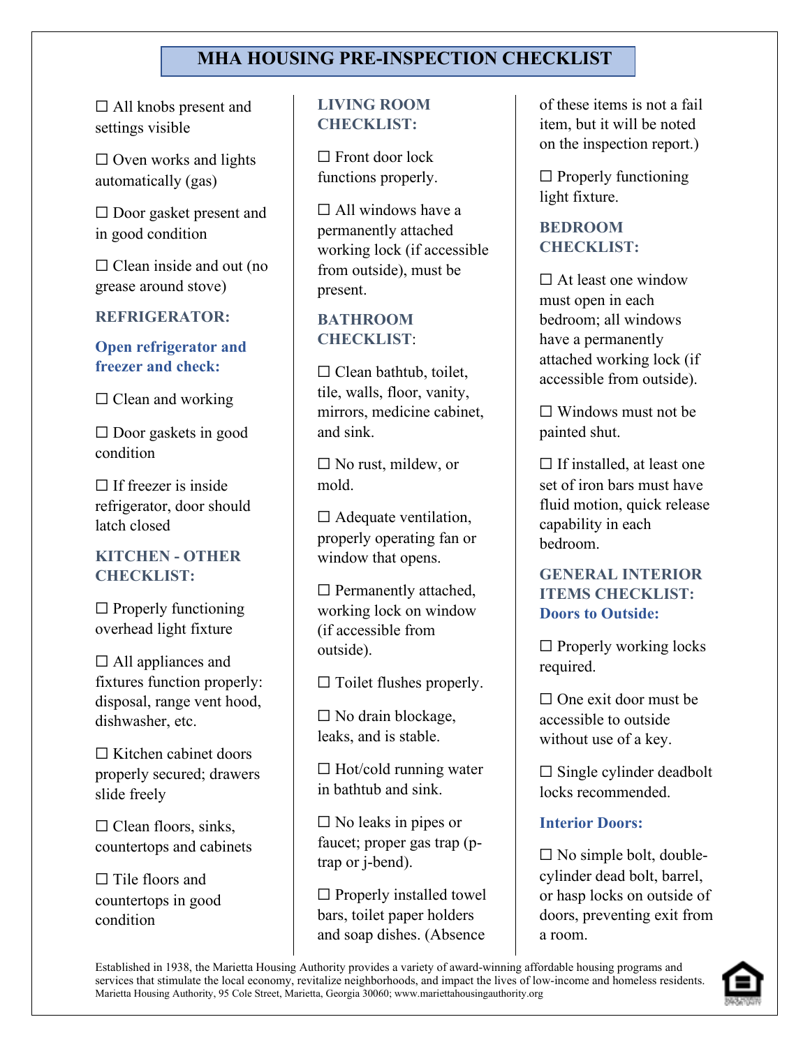# MHA HOUSING PRE-INSPECTION CHECKLIST

☐ All knobs present and settings visible

☐ Oven works and lights automatically (gas)

☐ Door gasket present and in good condition

☐ Clean inside and out (no grease around stove)

### REFRIGERATOR:

**Open refrigerator and freezer and check:**

☐ Clean and working

☐ Door gaskets in good condition

☐ If freezer is inside refrigerator, door should latch closed

### KITCHEN - OTHER CHECKLIST:

☐ Properly functioning overhead light fixture

☐ All appliances and fixtures function properly: disposal, range vent hood, dishwasher, etc.

☐ Kitchen cabinet doors properly secured; drawers slide freely

☐ Clean floors, sinks, countertops and cabinets

☐ Tile floors and countertops in good condition

### LIVING ROOM CHECKLIST:

☐ Front door lock functions properly.

☐ All windows have a permanently attached working lock (if accessible from outside), must be present.

### BATHROOM CHECKLIST:

☐ Clean bathtub, toilet, tile, walls, floor, vanity, mirrors, medicine cabinet, and sink.

☐ No rust, mildew, or mold.

☐ Adequate ventilation, properly operating fan or window that opens.

☐ Permanently attached, working lock on window (if accessible from outside).

☐ Toilet flushes properly.

☐ No drain blockage, leaks, and is stable.

☐ Hot/cold running water in bathtub and sink.

☐ No leaks in pipes or faucet; proper gas trap (p-trap or j-bend).

☐ Properly installed towel bars, toilet paper holders and soap dishes. (Absence of these items is not a fail item, but it will be noted on the inspection report.)

☐ Properly functioning light fixture.

### BEDROOM CHECKLIST:

☐ At least one window must open in each bedroom; all windows have a permanently attached working lock (if accessible from outside).

☐ Windows must not be painted shut.

☐ If installed, at least one set of iron bars must have fluid motion, quick release capability in each bedroom.

### GENERAL INTERIOR ITEMS CHECKLIST:

**Doors to Outside:**

☐ Properly working locks required.

☐ One exit door must be accessible to outside without use of a key.

☐ Single cylinder deadbolt locks recommended.

**Interior Doors:**

☐ No simple bolt, double-cylinder dead bolt, barrel, or hasp locks on outside of doors, preventing exit from a room.

Established in 1938, the Marietta Housing Authority provides a variety of award-winning affordable housing programs and services that stimulate the local economy, revitalize neighborhoods, and impact the lives of low-income and homeless residents. Marietta Housing Authority, 95 Cole Street, Marietta, Georgia 30060; www.mariettahousingauthority.org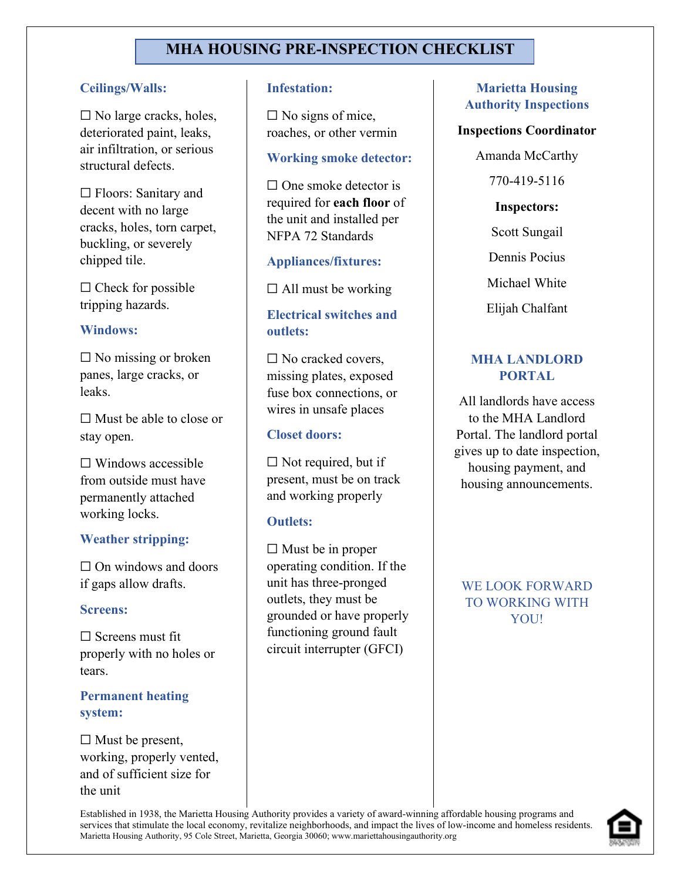# MHA HOUSING PRE-INSPECTION CHECKLIST

### Ceilings/Walls:

☐ No large cracks, holes, deteriorated paint, leaks, air infiltration, or serious structural defects.

☐ Floors: Sanitary and decent with no large cracks, holes, torn carpet, buckling, or severely chipped tile.

☐ Check for possible tripping hazards.

### Windows:

☐ No missing or broken panes, large cracks, or leaks.

☐ Must be able to close or stay open.

☐ Windows accessible from outside must have permanently attached working locks.

### Weather stripping:

☐ On windows and doors if gaps allow drafts.

### Screens:

☐ Screens must fit properly with no holes or tears.

### Permanent heating system:

☐ Must be present, working, properly vented, and of sufficient size for the unit

### Infestation:

☐ No signs of mice, roaches, or other vermin

### Working smoke detector:

☐ One smoke detector is required for **each floor** of the unit and installed per NFPA 72 Standards

### Appliances/fixtures:

☐ All must be working

### Electrical switches and outlets:

☐ No cracked covers, missing plates, exposed fuse box connections, or wires in unsafe places

### Closet doors:

☐ Not required, but if present, must be on track and working properly

### Outlets:

☐ Must be in proper operating condition. If the unit has three-pronged outlets, they must be grounded or have properly functioning ground fault circuit interrupter (GFCI)

### Marietta Housing Authority Inspections

**Inspections Coordinator**

Amanda McCarthy

770-419-5116

**Inspectors:**

Scott Sungail

Dennis Pocius

Michael White

Elijah Chalfant

### MHA LANDLORD PORTAL

All landlords have access to the MHA Landlord Portal. The landlord portal gives up to date inspection, housing payment, and housing announcements.

WE LOOK FORWARD TO WORKING WITH YOU!

Established in 1938, the Marietta Housing Authority provides a variety of award-winning affordable housing programs and services that stimulate the local economy, revitalize neighborhoods, and impact the lives of low-income and homeless residents.
Marietta Housing Authority, 95 Cole Street, Marietta, Georgia 30060; www.mariettahousingauthority.org